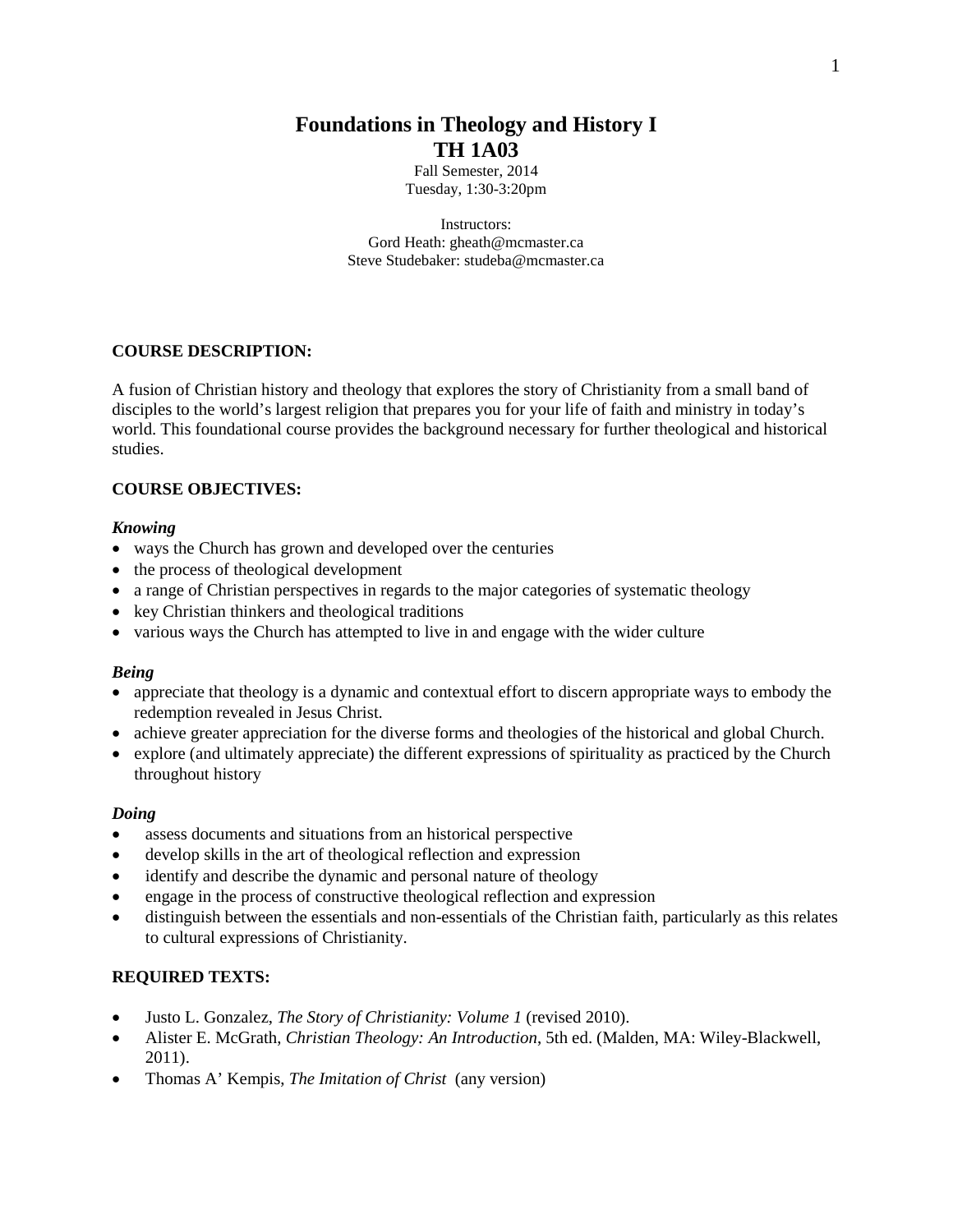# Foundations in Theology and History I

# TH 1A03

Fall Semester, 2014
Tuesday, 1:30-3:20pm

Instructors:
Gord Heath: gheath@mcmaster.ca
Steve Studebaker: studeba@mcmaster.ca

## COURSE DESCRIPTION:

A fusion of Christian history and theology that explores the story of Christianity from a small band of disciples to the world's largest religion that prepares you for your life of faith and ministry in today's world. This foundational course provides the background necessary for further theological and historical studies.

## COURSE OBJECTIVES:

### *Knowing*

- ways the Church has grown and developed over the centuries
- the process of theological development
- a range of Christian perspectives in regards to the major categories of systematic theology
- key Christian thinkers and theological traditions
- various ways the Church has attempted to live in and engage with the wider culture

### *Being*

- appreciate that theology is a dynamic and contextual effort to discern appropriate ways to embody the redemption revealed in Jesus Christ.
- achieve greater appreciation for the diverse forms and theologies of the historical and global Church.
- explore (and ultimately appreciate) the different expressions of spirituality as practiced by the Church throughout history

### *Doing*

- assess documents and situations from an historical perspective
- develop skills in the art of theological reflection and expression
- identify and describe the dynamic and personal nature of theology
- engage in the process of constructive theological reflection and expression
- distinguish between the essentials and non-essentials of the Christian faith, particularly as this relates to cultural expressions of Christianity.

## REQUIRED TEXTS:

- Justo L. Gonzalez, *The Story of Christianity: Volume 1* (revised 2010).
- Alister E. McGrath, *Christian Theology: An Introduction*, 5th ed. (Malden, MA: Wiley-Blackwell, 2011).
- Thomas A' Kempis, *The Imitation of Christ* (any version)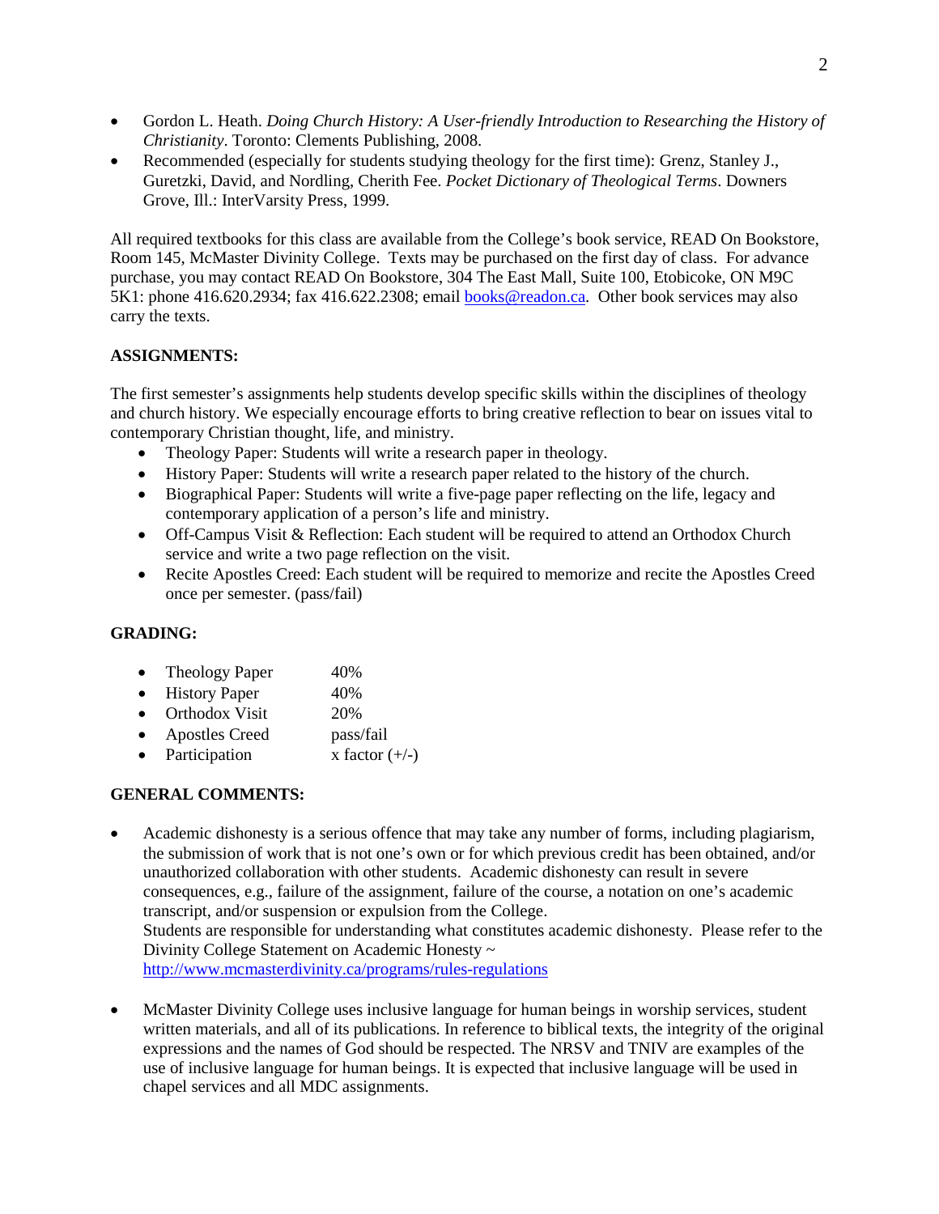- Gordon L. Heath. *Doing Church History: A User-friendly Introduction to Researching the History of Christianity*. Toronto: Clements Publishing, 2008.
- Recommended (especially for students studying theology for the first time): Grenz, Stanley J., Guretzki, David, and Nordling, Cherith Fee. *Pocket Dictionary of Theological Terms*. Downers Grove, Ill.: InterVarsity Press, 1999.

All required textbooks for this class are available from the College's book service, READ On Bookstore, Room 145, McMaster Divinity College. Texts may be purchased on the first day of class. For advance purchase, you may contact READ On Bookstore, 304 The East Mall, Suite 100, Etobicoke, ON M9C 5K1: phone 416.620.2934; fax 416.622.2308; email books@readon.ca. Other book services may also carry the texts.

**ASSIGNMENTS:**

The first semester's assignments help students develop specific skills within the disciplines of theology and church history. We especially encourage efforts to bring creative reflection to bear on issues vital to contemporary Christian thought, life, and ministry.

- Theology Paper: Students will write a research paper in theology.
- History Paper: Students will write a research paper related to the history of the church.
- Biographical Paper: Students will write a five-page paper reflecting on the life, legacy and contemporary application of a person's life and ministry.
- Off-Campus Visit & Reflection: Each student will be required to attend an Orthodox Church service and write a two page reflection on the visit.
- Recite Apostles Creed: Each student will be required to memorize and recite the Apostles Creed once per semester. (pass/fail)

**GRADING:**

- Theology Paper 40%
- History Paper 40%
- Orthodox Visit 20%
- Apostles Creed pass/fail
- Participation x factor (+/-)

**GENERAL COMMENTS:**

- Academic dishonesty is a serious offence that may take any number of forms, including plagiarism, the submission of work that is not one's own or for which previous credit has been obtained, and/or unauthorized collaboration with other students. Academic dishonesty can result in severe consequences, e.g., failure of the assignment, failure of the course, a notation on one's academic transcript, and/or suspension or expulsion from the College.
  Students are responsible for understanding what constitutes academic dishonesty. Please refer to the Divinity College Statement on Academic Honesty ~ http://www.mcmasterdivinity.ca/programs/rules-regulations

- McMaster Divinity College uses inclusive language for human beings in worship services, student written materials, and all of its publications. In reference to biblical texts, the integrity of the original expressions and the names of God should be respected. The NRSV and TNIV are examples of the use of inclusive language for human beings. It is expected that inclusive language will be used in chapel services and all MDC assignments.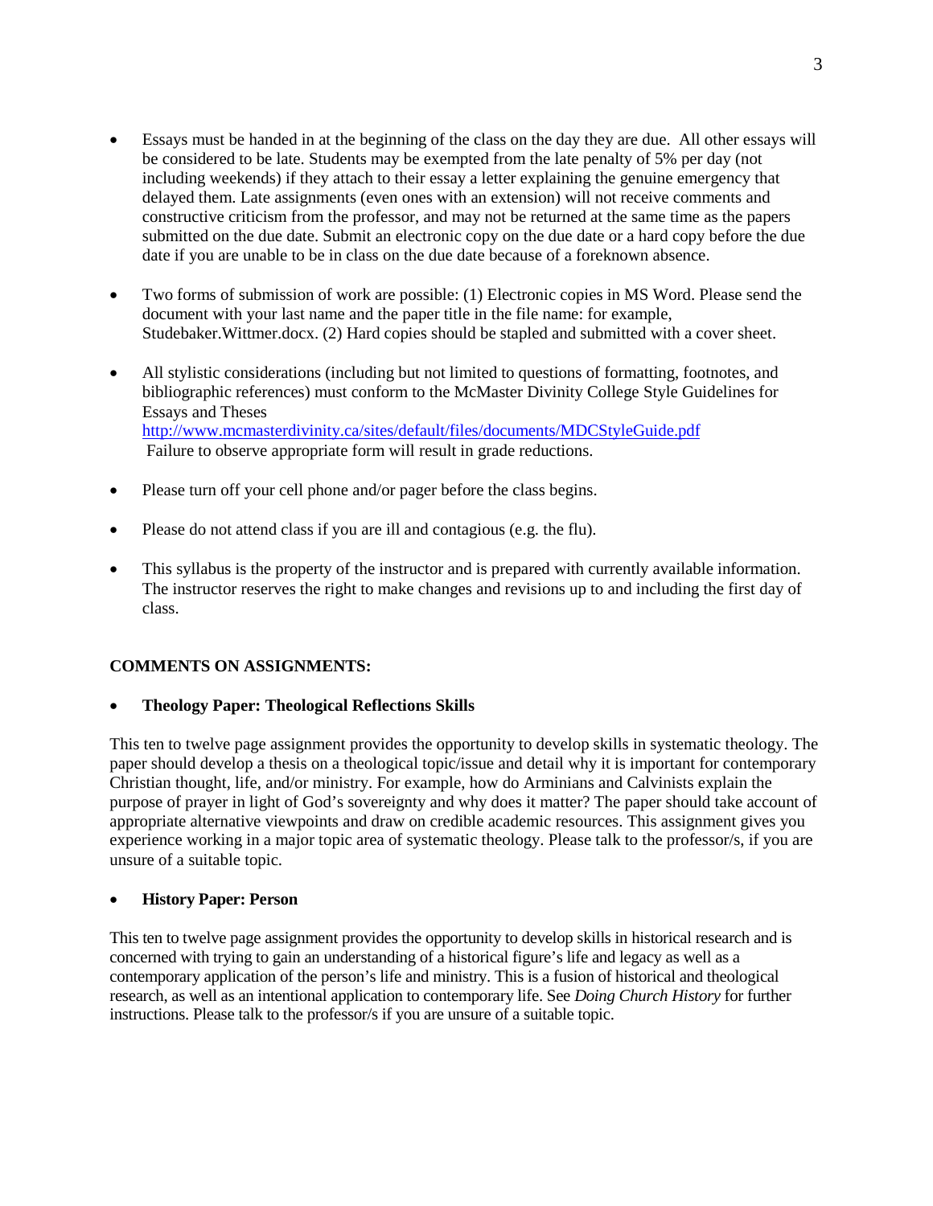- Essays must be handed in at the beginning of the class on the day they are due. All other essays will be considered to be late. Students may be exempted from the late penalty of 5% per day (not including weekends) if they attach to their essay a letter explaining the genuine emergency that delayed them. Late assignments (even ones with an extension) will not receive comments and constructive criticism from the professor, and may not be returned at the same time as the papers submitted on the due date. Submit an electronic copy on the due date or a hard copy before the due date if you are unable to be in class on the due date because of a foreknown absence.

- Two forms of submission of work are possible: (1) Electronic copies in MS Word. Please send the document with your last name and the paper title in the file name: for example, Studebaker.Wittmer.docx. (2) Hard copies should be stapled and submitted with a cover sheet.

- All stylistic considerations (including but not limited to questions of formatting, footnotes, and bibliographic references) must conform to the McMaster Divinity College Style Guidelines for Essays and Theses
  http://www.mcmasterdivinity.ca/sites/default/files/documents/MDCStyleGuide.pdf
  Failure to observe appropriate form will result in grade reductions.

- Please turn off your cell phone and/or pager before the class begins.

- Please do not attend class if you are ill and contagious (e.g. the flu).

- This syllabus is the property of the instructor and is prepared with currently available information. The instructor reserves the right to make changes and revisions up to and including the first day of class.

**COMMENTS ON ASSIGNMENTS:**

- **Theology Paper: Theological Reflections Skills**

This ten to twelve page assignment provides the opportunity to develop skills in systematic theology. The paper should develop a thesis on a theological topic/issue and detail why it is important for contemporary Christian thought, life, and/or ministry. For example, how do Arminians and Calvinists explain the purpose of prayer in light of God's sovereignty and why does it matter? The paper should take account of appropriate alternative viewpoints and draw on credible academic resources. This assignment gives you experience working in a major topic area of systematic theology. Please talk to the professor/s, if you are unsure of a suitable topic.

- **History Paper: Person**

This ten to twelve page assignment provides the opportunity to develop skills in historical research and is concerned with trying to gain an understanding of a historical figure's life and legacy as well as a contemporary application of the person's life and ministry. This is a fusion of historical and theological research, as well as an intentional application to contemporary life. See *Doing Church History* for further instructions. Please talk to the professor/s if you are unsure of a suitable topic.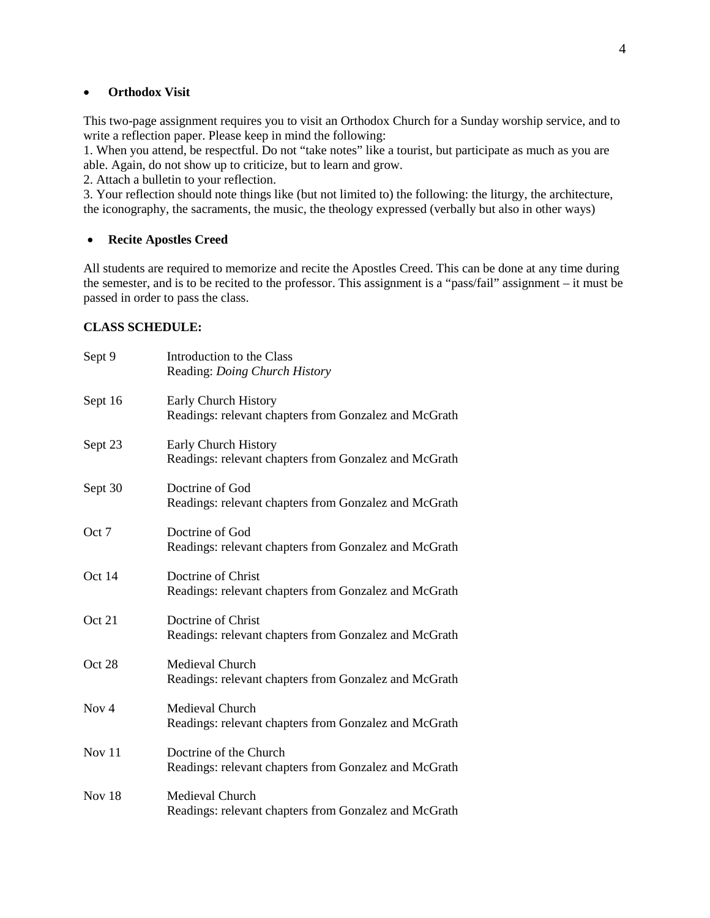- **Orthodox Visit**

This two-page assignment requires you to visit an Orthodox Church for a Sunday worship service, and to write a reflection paper. Please keep in mind the following:

1. When you attend, be respectful. Do not "take notes" like a tourist, but participate as much as you are able. Again, do not show up to criticize, but to learn and grow.
2. Attach a bulletin to your reflection.
3. Your reflection should note things like (but not limited to) the following: the liturgy, the architecture, the iconography, the sacraments, the music, the theology expressed (verbally but also in other ways)

- **Recite Apostles Creed**

All students are required to memorize and recite the Apostles Creed. This can be done at any time during the semester, and is to be recited to the professor. This assignment is a "pass/fail" assignment – it must be passed in order to pass the class.

**CLASS SCHEDULE:**

| | |
|---|---|
| Sept 9 | Introduction to the Class<br>Reading: *Doing Church History* |
| Sept 16 | Early Church History<br>Readings: relevant chapters from Gonzalez and McGrath |
| Sept 23 | Early Church History<br>Readings: relevant chapters from Gonzalez and McGrath |
| Sept 30 | Doctrine of God<br>Readings: relevant chapters from Gonzalez and McGrath |
| Oct 7 | Doctrine of God<br>Readings: relevant chapters from Gonzalez and McGrath |
| Oct 14 | Doctrine of Christ<br>Readings: relevant chapters from Gonzalez and McGrath |
| Oct 21 | Doctrine of Christ<br>Readings: relevant chapters from Gonzalez and McGrath |
| Oct 28 | Medieval Church<br>Readings: relevant chapters from Gonzalez and McGrath |
| Nov 4 | Medieval Church<br>Readings: relevant chapters from Gonzalez and McGrath |
| Nov 11 | Doctrine of the Church<br>Readings: relevant chapters from Gonzalez and McGrath |
| Nov 18 | Medieval Church<br>Readings: relevant chapters from Gonzalez and McGrath |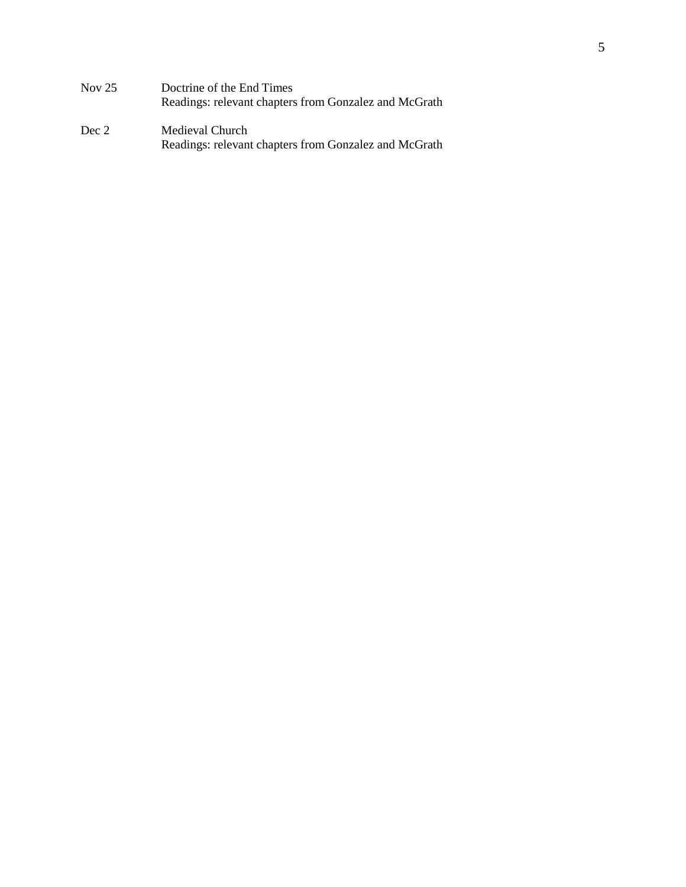| | |
|---|---|
| Nov 25 | Doctrine of the End Times<br>Readings: relevant chapters from Gonzalez and McGrath |
| Dec 2 | Medieval Church<br>Readings: relevant chapters from Gonzalez and McGrath |